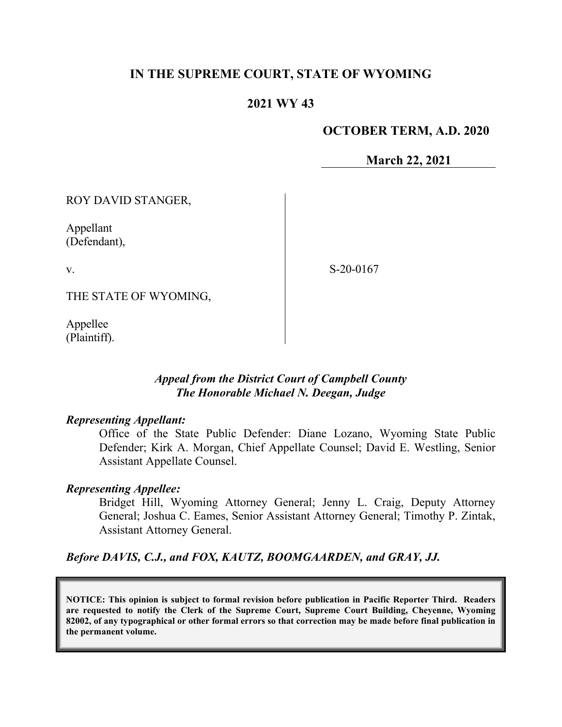# IN THE SUPREME COURT, STATE OF WYOMING

## 2021 WY 43

**OCTOBER TERM, A.D. 2020**

**March 22, 2021**

ROY DAVID STANGER,

Appellant
(Defendant),

v.

THE STATE OF WYOMING,

Appellee
(Plaintiff).

S-20-0167

*Appeal from the District Court of Campbell County*
*The Honorable Michael N. Deegan, Judge*

***Representing Appellant:***

Office of the State Public Defender: Diane Lozano, Wyoming State Public Defender; Kirk A. Morgan, Chief Appellate Counsel; David E. Westling, Senior Assistant Appellate Counsel.

***Representing Appellee:***

Bridget Hill, Wyoming Attorney General; Jenny L. Craig, Deputy Attorney General; Joshua C. Eames, Senior Assistant Attorney General; Timothy P. Zintak, Assistant Attorney General.

***Before DAVIS, C.J., and FOX, KAUTZ, BOOMGAARDEN, and GRAY, JJ.***

**NOTICE: This opinion is subject to formal revision before publication in Pacific Reporter Third. Readers are requested to notify the Clerk of the Supreme Court, Supreme Court Building, Cheyenne, Wyoming 82002, of any typographical or other formal errors so that correction may be made before final publication in the permanent volume.**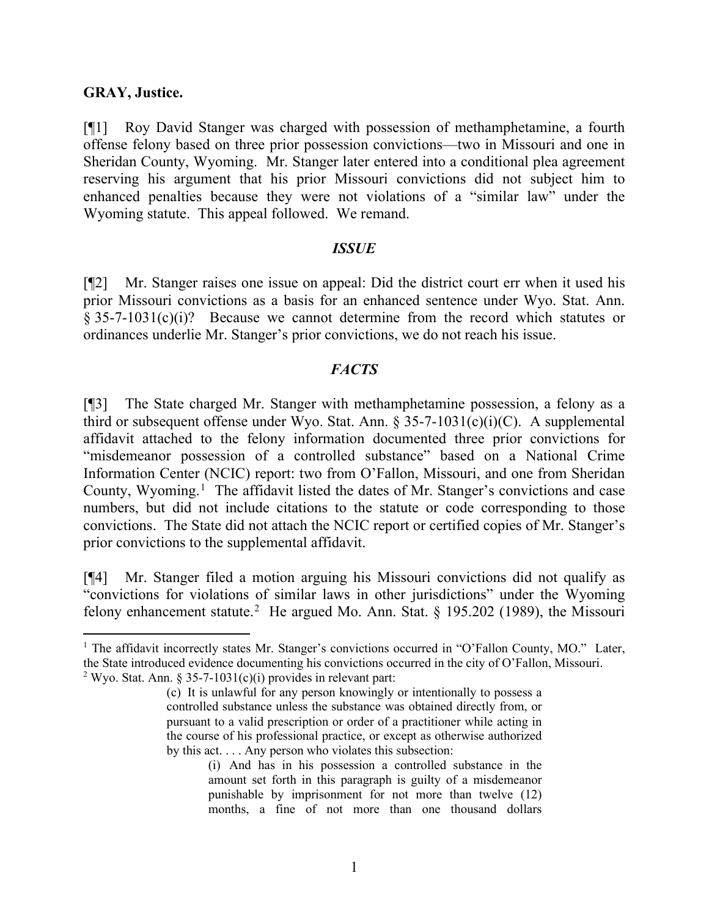**GRAY, Justice.**

[¶1] Roy David Stanger was charged with possession of methamphetamine, a fourth offense felony based on three prior possession convictions—two in Missouri and one in Sheridan County, Wyoming. Mr. Stanger later entered into a conditional plea agreement reserving his argument that his prior Missouri convictions did not subject him to enhanced penalties because they were not violations of a "similar law" under the Wyoming statute. This appeal followed. We remand.

## *ISSUE*

[¶2] Mr. Stanger raises one issue on appeal: Did the district court err when it used his prior Missouri convictions as a basis for an enhanced sentence under Wyo. Stat. Ann. § 35-7-1031(c)(i)? Because we cannot determine from the record which statutes or ordinances underlie Mr. Stanger's prior convictions, we do not reach his issue.

## *FACTS*

[¶3] The State charged Mr. Stanger with methamphetamine possession, a felony as a third or subsequent offense under Wyo. Stat. Ann. § 35-7-1031(c)(i)(C). A supplemental affidavit attached to the felony information documented three prior convictions for "misdemeanor possession of a controlled substance" based on a National Crime Information Center (NCIC) report: two from O'Fallon, Missouri, and one from Sheridan County, Wyoming.[1] The affidavit listed the dates of Mr. Stanger's convictions and case numbers, but did not include citations to the statute or code corresponding to those convictions. The State did not attach the NCIC report or certified copies of Mr. Stanger's prior convictions to the supplemental affidavit.

[¶4] Mr. Stanger filed a motion arguing his Missouri convictions did not qualify as "convictions for violations of similar laws in other jurisdictions" under the Wyoming felony enhancement statute.[2] He argued Mo. Ann. Stat. § 195.202 (1989), the Missouri

---

[1] The affidavit incorrectly states Mr. Stanger's convictions occurred in "O'Fallon County, MO." Later, the State introduced evidence documenting his convictions occurred in the city of O'Fallon, Missouri.

[2] Wyo. Stat. Ann. § 35-7-1031(c)(i) provides in relevant part:

> (c) It is unlawful for any person knowingly or intentionally to possess a controlled substance unless the substance was obtained directly from, or pursuant to a valid prescription or order of a practitioner while acting in the course of his professional practice, or except as otherwise authorized by this act. . . . Any person who violates this subsection:
>
> > (i) And has in his possession a controlled substance in the amount set forth in this paragraph is guilty of a misdemeanor punishable by imprisonment for not more than twelve (12) months, a fine of not more than one thousand dollars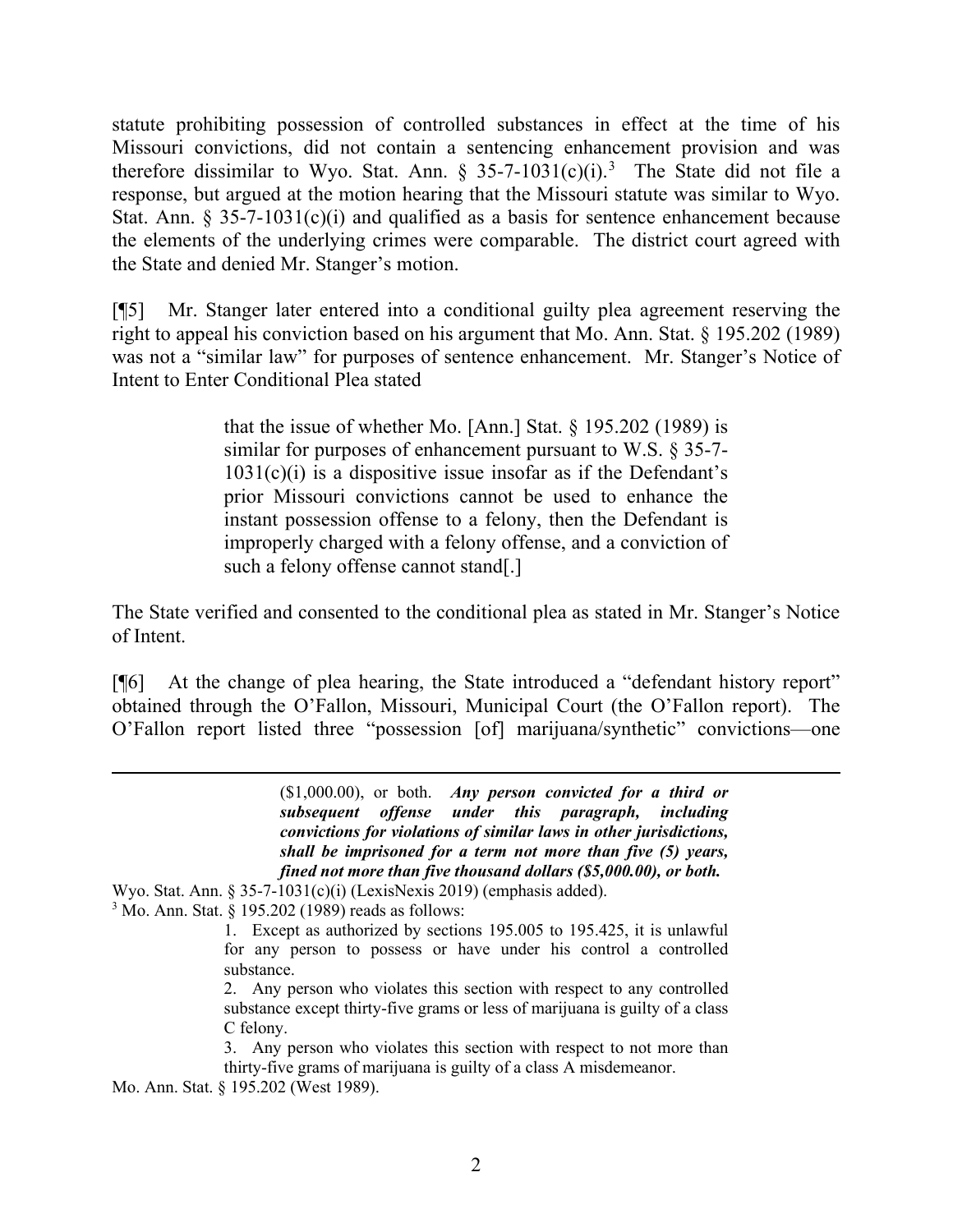statute prohibiting possession of controlled substances in effect at the time of his Missouri convictions, did not contain a sentencing enhancement provision and was therefore dissimilar to Wyo. Stat. Ann. § 35-7-1031(c)(i).[3] The State did not file a response, but argued at the motion hearing that the Missouri statute was similar to Wyo. Stat. Ann. § 35-7-1031(c)(i) and qualified as a basis for sentence enhancement because the elements of the underlying crimes were comparable. The district court agreed with the State and denied Mr. Stanger's motion.

[¶5] Mr. Stanger later entered into a conditional guilty plea agreement reserving the right to appeal his conviction based on his argument that Mo. Ann. Stat. § 195.202 (1989) was not a "similar law" for purposes of sentence enhancement. Mr. Stanger's Notice of Intent to Enter Conditional Plea stated

> that the issue of whether Mo. [Ann.] Stat. § 195.202 (1989) is similar for purposes of enhancement pursuant to W.S. § 35-7-1031(c)(i) is a dispositive issue insofar as if the Defendant's prior Missouri convictions cannot be used to enhance the instant possession offense to a felony, then the Defendant is improperly charged with a felony offense, and a conviction of such a felony offense cannot stand[.]

The State verified and consented to the conditional plea as stated in Mr. Stanger's Notice of Intent.

[¶6] At the change of plea hearing, the State introduced a "defendant history report" obtained through the O'Fallon, Missouri, Municipal Court (the O'Fallon report). The O'Fallon report listed three "possession [of] marijuana/synthetic" convictions—one

---

> ($1,000.00), or both. ***Any person convicted for a third or subsequent offense under this paragraph, including convictions for violations of similar laws in other jurisdictions, shall be imprisoned for a term not more than five (5) years, fined not more than five thousand dollars ($5,000.00), or both.***

Wyo. Stat. Ann. § 35-7-1031(c)(i) (LexisNexis 2019) (emphasis added).

[3] Mo. Ann. Stat. § 195.202 (1989) reads as follows:

> 1. Except as authorized by sections 195.005 to 195.425, it is unlawful for any person to possess or have under his control a controlled substance.
>
> 2. Any person who violates this section with respect to any controlled substance except thirty-five grams or less of marijuana is guilty of a class C felony.
>
> 3. Any person who violates this section with respect to not more than thirty-five grams of marijuana is guilty of a class A misdemeanor.

Mo. Ann. Stat. § 195.202 (West 1989).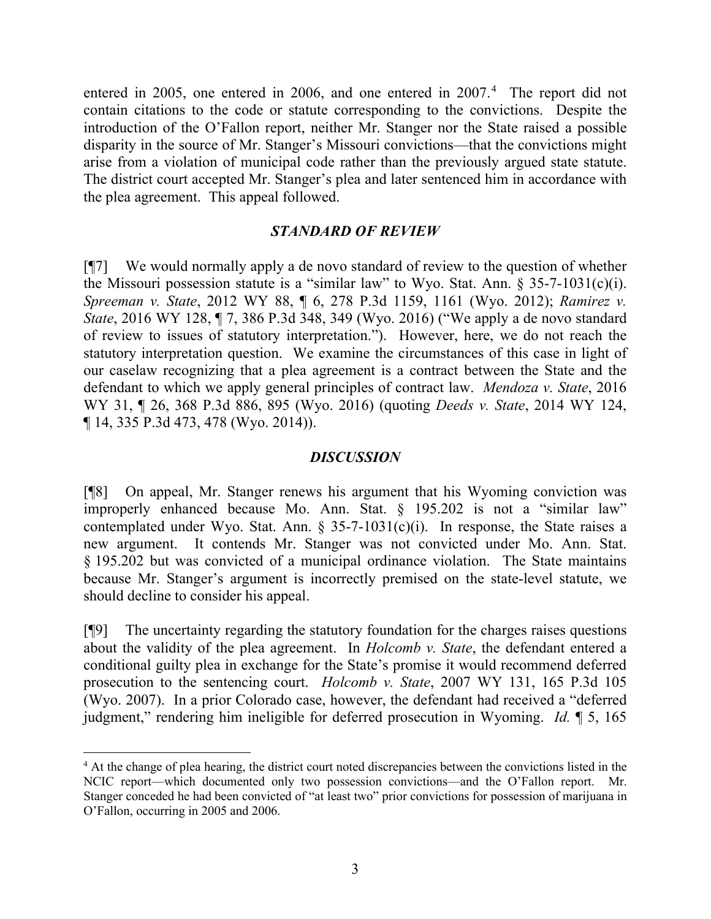entered in 2005, one entered in 2006, and one entered in 2007.[4] The report did not contain citations to the code or statute corresponding to the convictions. Despite the introduction of the O'Fallon report, neither Mr. Stanger nor the State raised a possible disparity in the source of Mr. Stanger's Missouri convictions—that the convictions might arise from a violation of municipal code rather than the previously argued state statute. The district court accepted Mr. Stanger's plea and later sentenced him in accordance with the plea agreement. This appeal followed.

### *STANDARD OF REVIEW*

[¶7] We would normally apply a de novo standard of review to the question of whether the Missouri possession statute is a "similar law" to Wyo. Stat. Ann. § 35-7-1031(c)(i). *Spreeman v. State*, 2012 WY 88, ¶ 6, 278 P.3d 1159, 1161 (Wyo. 2012); *Ramirez v. State*, 2016 WY 128, ¶ 7, 386 P.3d 348, 349 (Wyo. 2016) ("We apply a de novo standard of review to issues of statutory interpretation."). However, here, we do not reach the statutory interpretation question. We examine the circumstances of this case in light of our caselaw recognizing that a plea agreement is a contract between the State and the defendant to which we apply general principles of contract law. *Mendoza v. State*, 2016 WY 31, ¶ 26, 368 P.3d 886, 895 (Wyo. 2016) (quoting *Deeds v. State*, 2014 WY 124, ¶ 14, 335 P.3d 473, 478 (Wyo. 2014)).

### *DISCUSSION*

[¶8] On appeal, Mr. Stanger renews his argument that his Wyoming conviction was improperly enhanced because Mo. Ann. Stat. § 195.202 is not a "similar law" contemplated under Wyo. Stat. Ann. § 35-7-1031(c)(i). In response, the State raises a new argument. It contends Mr. Stanger was not convicted under Mo. Ann. Stat. § 195.202 but was convicted of a municipal ordinance violation. The State maintains because Mr. Stanger's argument is incorrectly premised on the state-level statute, we should decline to consider his appeal.

[¶9] The uncertainty regarding the statutory foundation for the charges raises questions about the validity of the plea agreement. In *Holcomb v. State*, the defendant entered a conditional guilty plea in exchange for the State's promise it would recommend deferred prosecution to the sentencing court. *Holcomb v. State*, 2007 WY 131, 165 P.3d 105 (Wyo. 2007). In a prior Colorado case, however, the defendant had received a "deferred judgment," rendering him ineligible for deferred prosecution in Wyoming. *Id.* ¶ 5, 165

---

[4] At the change of plea hearing, the district court noted discrepancies between the convictions listed in the NCIC report—which documented only two possession convictions—and the O'Fallon report. Mr. Stanger conceded he had been convicted of "at least two" prior convictions for possession of marijuana in O'Fallon, occurring in 2005 and 2006.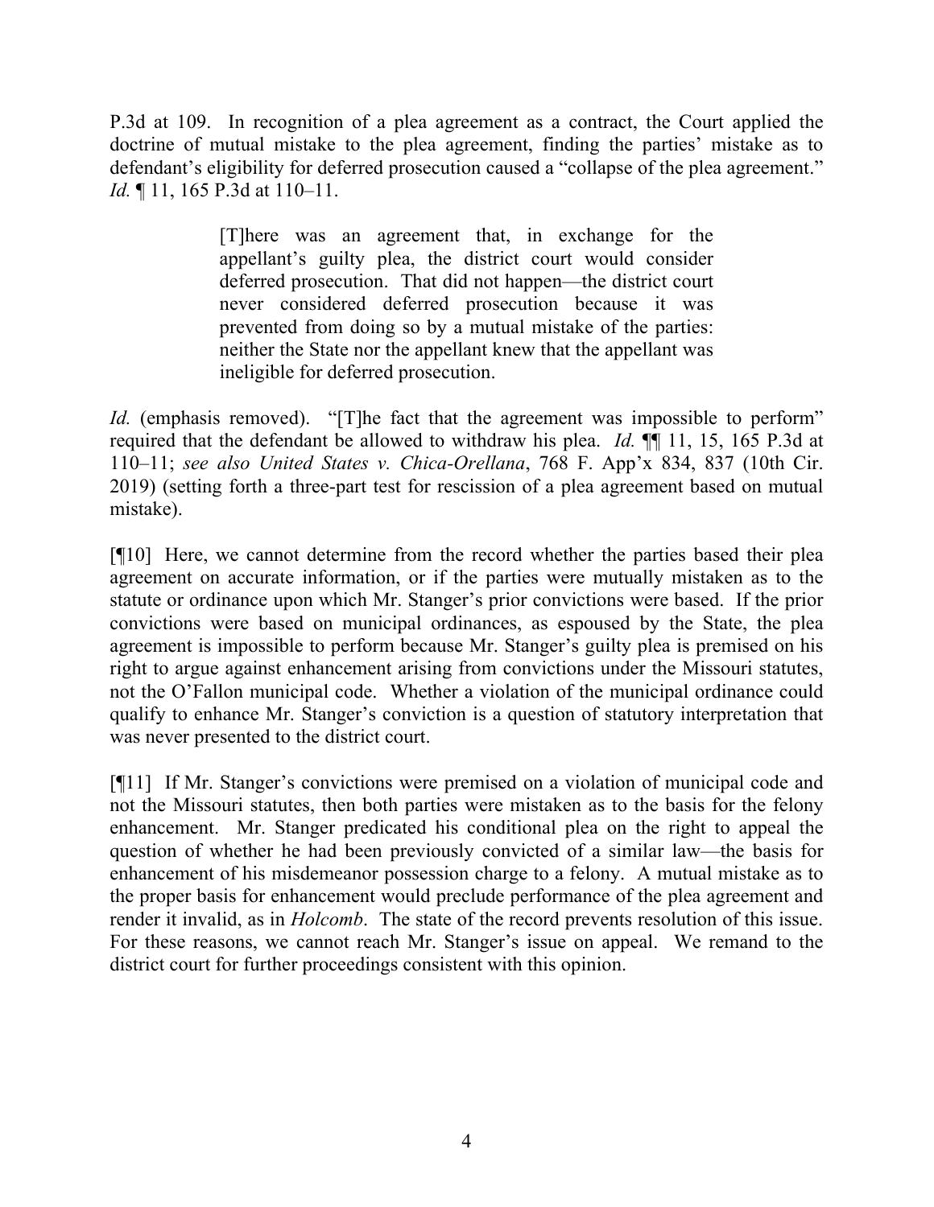P.3d at 109. In recognition of a plea agreement as a contract, the Court applied the doctrine of mutual mistake to the plea agreement, finding the parties' mistake as to defendant's eligibility for deferred prosecution caused a "collapse of the plea agreement." *Id.* ¶ 11, 165 P.3d at 110–11.

> [T]here was an agreement that, in exchange for the appellant's guilty plea, the district court would consider deferred prosecution. That did not happen—the district court never considered deferred prosecution because it was prevented from doing so by a mutual mistake of the parties: neither the State nor the appellant knew that the appellant was ineligible for deferred prosecution.

*Id.* (emphasis removed). "[T]he fact that the agreement was impossible to perform" required that the defendant be allowed to withdraw his plea. *Id.* ¶¶ 11, 15, 165 P.3d at 110–11; *see also United States v. Chica-Orellana*, 768 F. App'x 834, 837 (10th Cir. 2019) (setting forth a three-part test for rescission of a plea agreement based on mutual mistake).

[¶10] Here, we cannot determine from the record whether the parties based their plea agreement on accurate information, or if the parties were mutually mistaken as to the statute or ordinance upon which Mr. Stanger's prior convictions were based. If the prior convictions were based on municipal ordinances, as espoused by the State, the plea agreement is impossible to perform because Mr. Stanger's guilty plea is premised on his right to argue against enhancement arising from convictions under the Missouri statutes, not the O'Fallon municipal code. Whether a violation of the municipal ordinance could qualify to enhance Mr. Stanger's conviction is a question of statutory interpretation that was never presented to the district court.

[¶11] If Mr. Stanger's convictions were premised on a violation of municipal code and not the Missouri statutes, then both parties were mistaken as to the basis for the felony enhancement. Mr. Stanger predicated his conditional plea on the right to appeal the question of whether he had been previously convicted of a similar law—the basis for enhancement of his misdemeanor possession charge to a felony. A mutual mistake as to the proper basis for enhancement would preclude performance of the plea agreement and render it invalid, as in *Holcomb*. The state of the record prevents resolution of this issue. For these reasons, we cannot reach Mr. Stanger's issue on appeal. We remand to the district court for further proceedings consistent with this opinion.